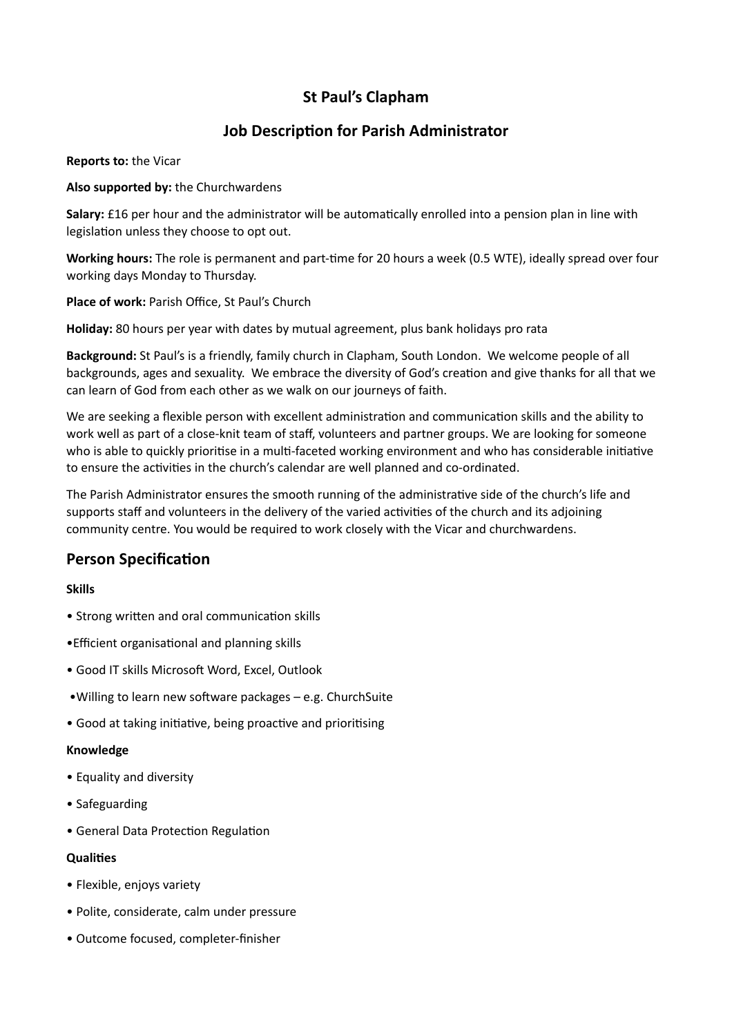# St Paul's Clapham

## Job Description for Parish Administrator

**Reports to:** the Vicar

**Also supported by:** the Churchwardens

**Salary:** £16 per hour and the administrator will be automatically enrolled into a pension plan in line with legislation unless they choose to opt out.

**Working hours:** The role is permanent and part-time for 20 hours a week (0.5 WTE), ideally spread over four working days Monday to Thursday.

**Place of work:** Parish Office, St Paul's Church

**Holiday:** 80 hours per year with dates by mutual agreement, plus bank holidays pro rata

**Background:** St Paul's is a friendly, family church in Clapham, South London. We welcome people of all backgrounds, ages and sexuality. We embrace the diversity of God's creation and give thanks for all that we can learn of God from each other as we walk on our journeys of faith.

We are seeking a flexible person with excellent administration and communication skills and the ability to work well as part of a close-knit team of staff, volunteers and partner groups. We are looking for someone who is able to quickly prioritise in a multi-faceted working environment and who has considerable initiative to ensure the activities in the church's calendar are well planned and co-ordinated.

The Parish Administrator ensures the smooth running of the administrative side of the church's life and supports staff and volunteers in the delivery of the varied activities of the church and its adjoining community centre. You would be required to work closely with the Vicar and churchwardens.

## Person Specification

**Skills**

- Strong written and oral communication skills
- Efficient organisational and planning skills
- Good IT skills Microsoft Word, Excel, Outlook
- Willing to learn new software packages – e.g. ChurchSuite
- Good at taking initiative, being proactive and prioritising

**Knowledge**

- Equality and diversity
- Safeguarding
- General Data Protection Regulation

**Qualities**

- Flexible, enjoys variety
- Polite, considerate, calm under pressure
- Outcome focused, completer-finisher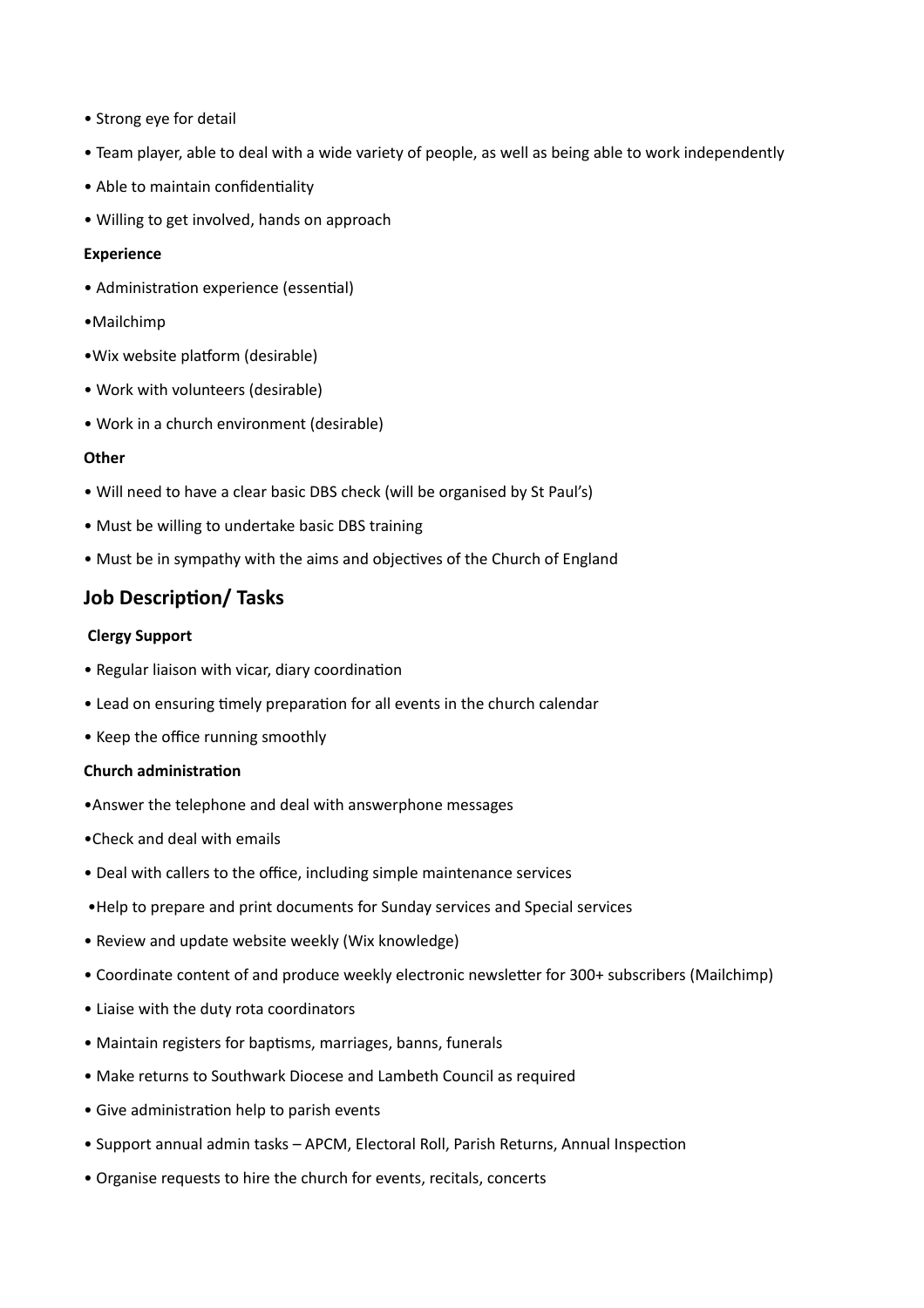- Strong eye for detail
- Team player, able to deal with a wide variety of people, as well as being able to work independently
- Able to maintain confidentiality
- Willing to get involved, hands on approach

**Experience**

- Administration experience (essential)
- Mailchimp
- Wix website platform (desirable)
- Work with volunteers (desirable)
- Work in a church environment (desirable)

**Other**

- Will need to have a clear basic DBS check (will be organised by St Paul's)
- Must be willing to undertake basic DBS training
- Must be in sympathy with the aims and objectives of the Church of England

## Job Description/ Tasks

**Clergy Support**

- Regular liaison with vicar, diary coordination
- Lead on ensuring timely preparation for all events in the church calendar
- Keep the office running smoothly

**Church administration**

- Answer the telephone and deal with answerphone messages
- Check and deal with emails
- Deal with callers to the office, including simple maintenance services
- Help to prepare and print documents for Sunday services and Special services
- Review and update website weekly (Wix knowledge)
- Coordinate content of and produce weekly electronic newsletter for 300+ subscribers (Mailchimp)
- Liaise with the duty rota coordinators
- Maintain registers for baptisms, marriages, banns, funerals
- Make returns to Southwark Diocese and Lambeth Council as required
- Give administration help to parish events
- Support annual admin tasks – APCM, Electoral Roll, Parish Returns, Annual Inspection
- Organise requests to hire the church for events, recitals, concerts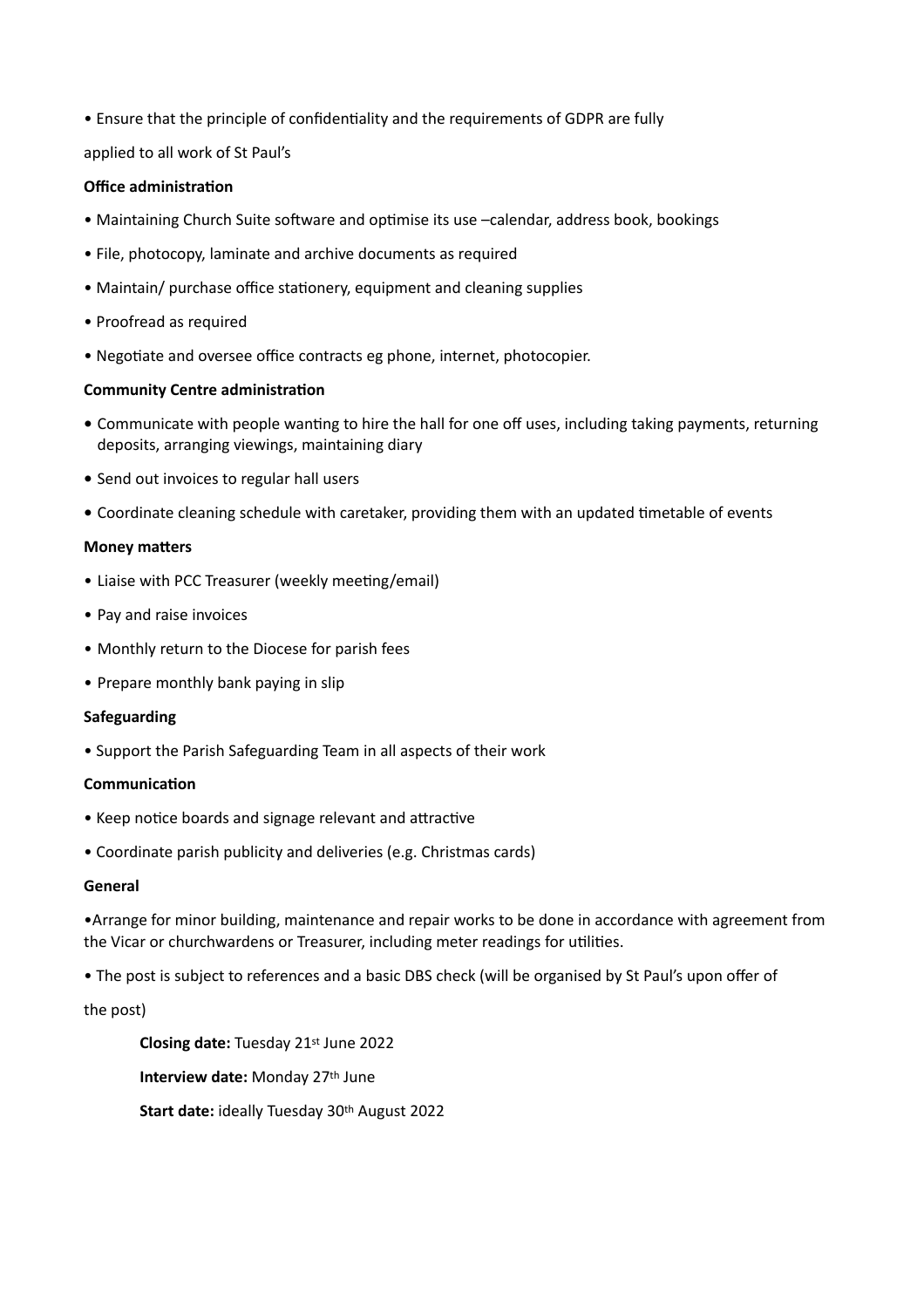- Ensure that the principle of confidentiality and the requirements of GDPR are fully

applied to all work of St Paul's

**Office administration**

- Maintaining Church Suite software and optimise its use –calendar, address book, bookings
- File, photocopy, laminate and archive documents as required
- Maintain/ purchase office stationery, equipment and cleaning supplies
- Proofread as required
- Negotiate and oversee office contracts eg phone, internet, photocopier.

**Community Centre administration**

- Communicate with people wanting to hire the hall for one off uses, including taking payments, returning deposits, arranging viewings, maintaining diary
- Send out invoices to regular hall users
- Coordinate cleaning schedule with caretaker, providing them with an updated timetable of events

**Money matters**

- Liaise with PCC Treasurer (weekly meeting/email)
- Pay and raise invoices
- Monthly return to the Diocese for parish fees
- Prepare monthly bank paying in slip

**Safeguarding**

- Support the Parish Safeguarding Team in all aspects of their work

**Communication**

- Keep notice boards and signage relevant and attractive
- Coordinate parish publicity and deliveries (e.g. Christmas cards)

**General**

- Arrange for minor building, maintenance and repair works to be done in accordance with agreement from the Vicar or churchwardens or Treasurer, including meter readings for utilities.
- The post is subject to references and a basic DBS check (will be organised by St Paul's upon offer of

the post)

**Closing date:** Tuesday 21st June 2022

**Interview date:** Monday 27th June

**Start date:** ideally Tuesday 30th August 2022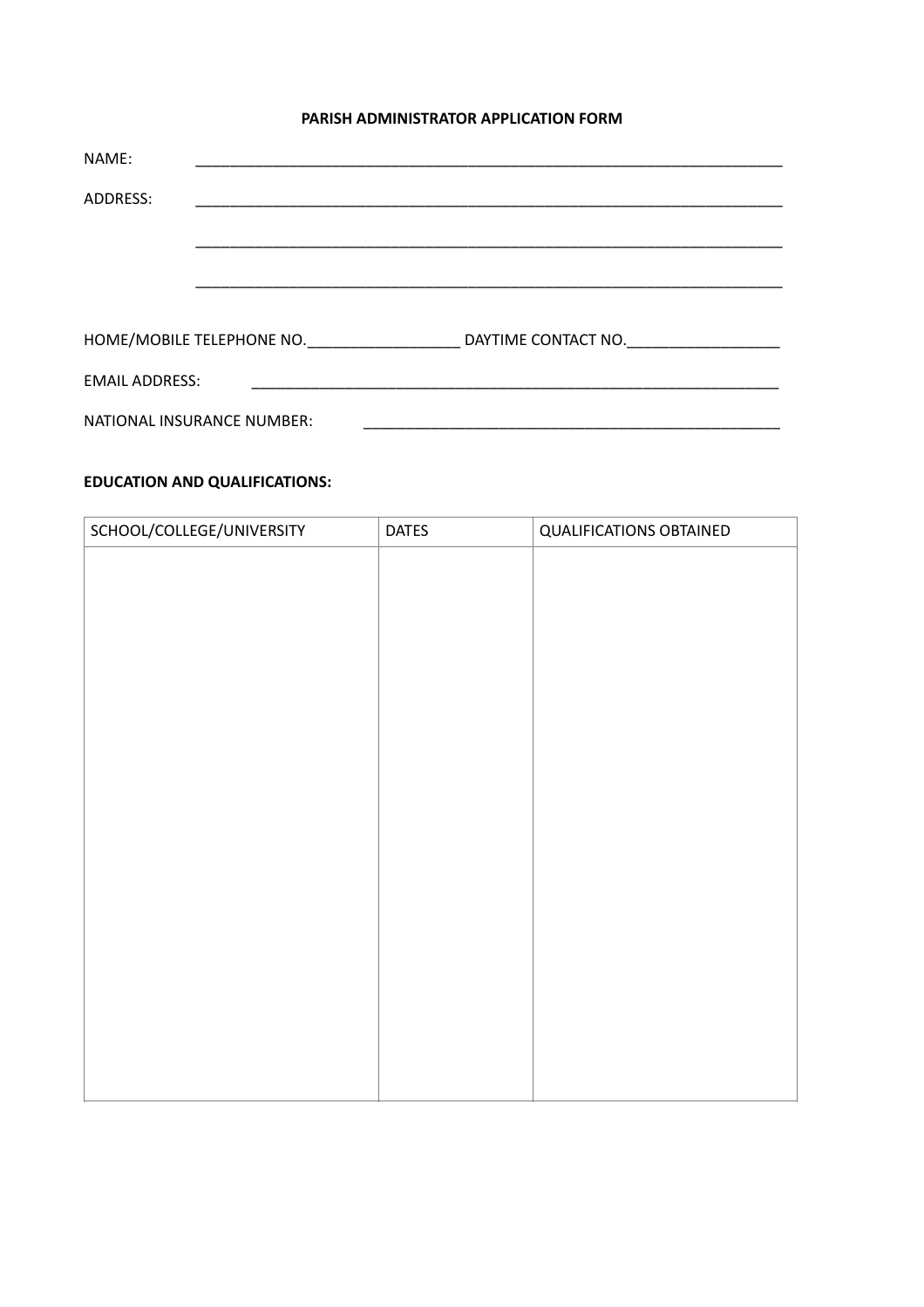**PARISH ADMINISTRATOR APPLICATION FORM**

NAME: ______________________________________________________________________

ADDRESS: ______________________________________________________________________

______________________________________________________________________

______________________________________________________________________

HOME/MOBILE TELEPHONE NO.__________________ DAYTIME CONTACT NO.__________________

EMAIL ADDRESS: _________________________________________________________________

NATIONAL INSURANCE NUMBER: __________________________________________________

**EDUCATION AND QUALIFICATIONS:**

| SCHOOL/COLLEGE/UNIVERSITY | DATES | QUALIFICATIONS OBTAINED |
|---|---|---|
| | | |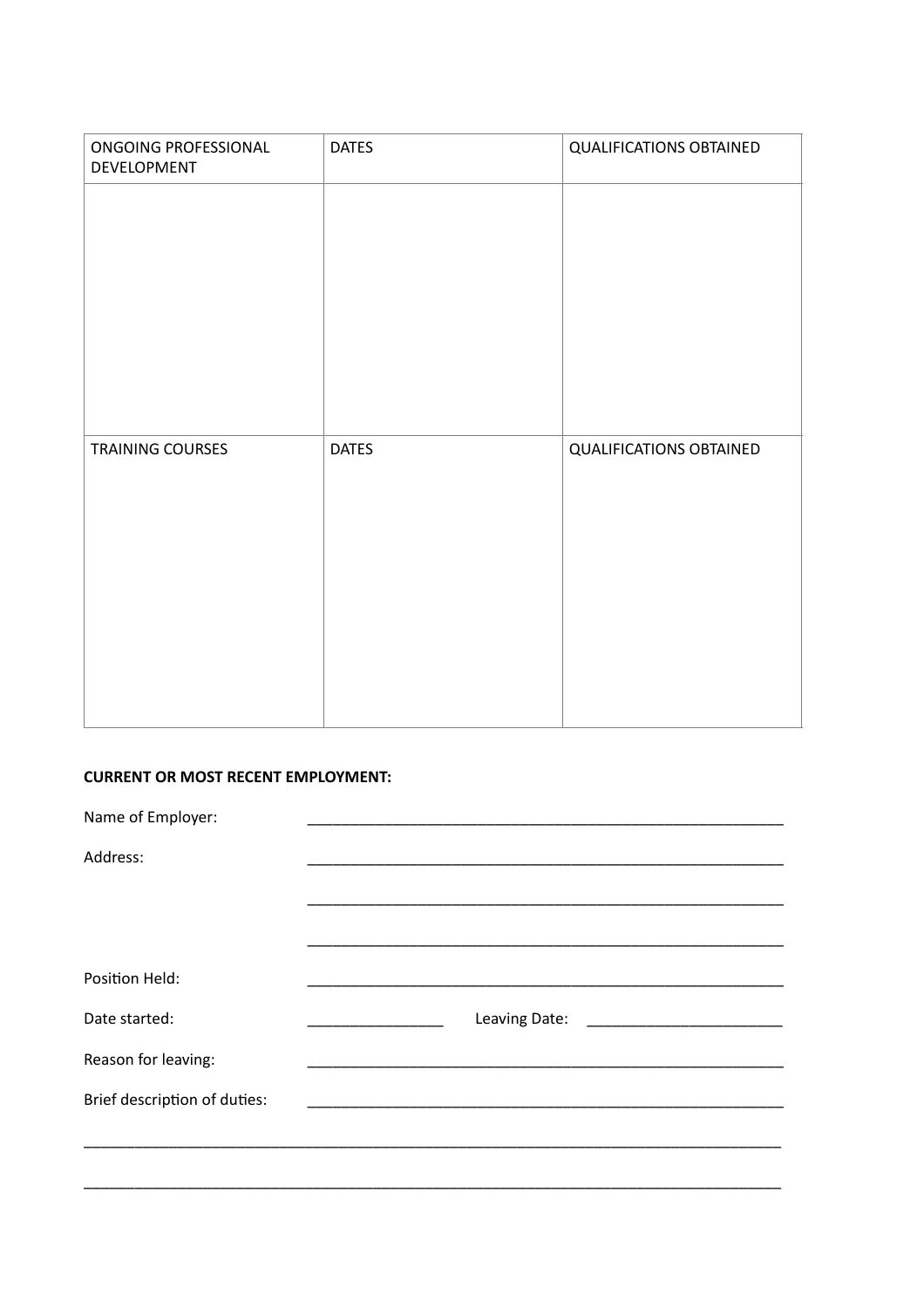| ONGOING PROFESSIONAL DEVELOPMENT | DATES | QUALIFICATIONS OBTAINED |
|---|---|---|
| | | |
| TRAINING COURSES | DATES | QUALIFICATIONS OBTAINED |
| | | |

**CURRENT OR MOST RECENT EMPLOYMENT:**

Name of Employer: ______________________________________________________

Address: ______________________________________________________

______________________________________________________

______________________________________________________

Position Held: ______________________________________________________

Date started: ________________ Leaving Date: ________________________

Reason for leaving: ______________________________________________________

Brief description of duties: ______________________________________________________

________________________________________________________________________________

________________________________________________________________________________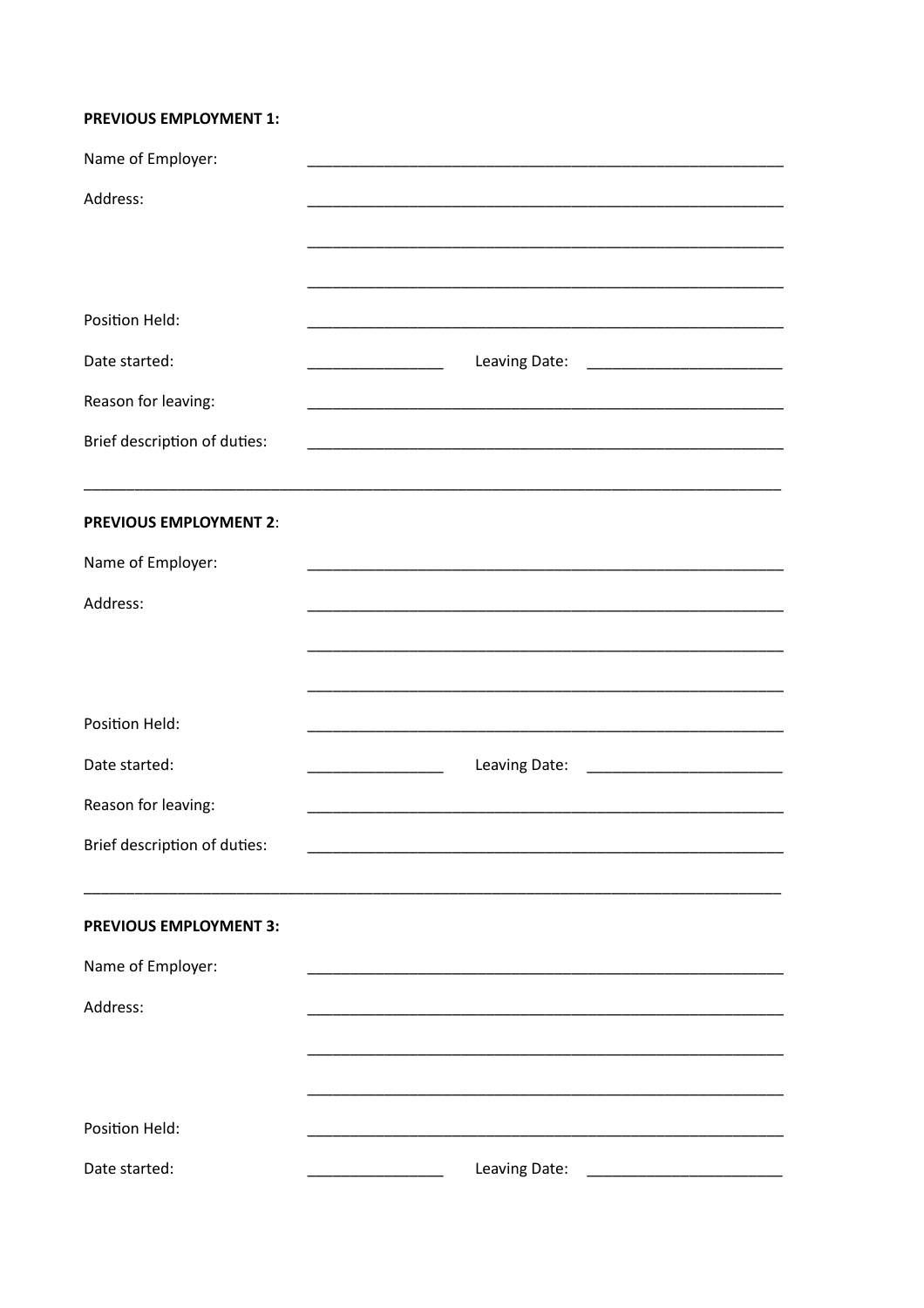**PREVIOUS EMPLOYMENT 1:**

Name of Employer: ____________________________________________________________

Address: ____________________________________________________________

____________________________________________________________

____________________________________________________________

Position Held: ____________________________________________________________

Date started: _________________ Leaving Date: _________________________

Reason for leaving: ____________________________________________________________

Brief description of duties: ____________________________________________________________

_______________________________________________________________________________________

**PREVIOUS EMPLOYMENT 2**:

Name of Employer: ____________________________________________________________

Address: ____________________________________________________________

____________________________________________________________

____________________________________________________________

Position Held: ____________________________________________________________

Date started: _________________ Leaving Date: _________________________

Reason for leaving: ____________________________________________________________

Brief description of duties: ____________________________________________________________

_______________________________________________________________________________________

**PREVIOUS EMPLOYMENT 3:**

Name of Employer: ____________________________________________________________

Address: ____________________________________________________________

____________________________________________________________

____________________________________________________________

Position Held: ____________________________________________________________

Date started: _________________ Leaving Date: _________________________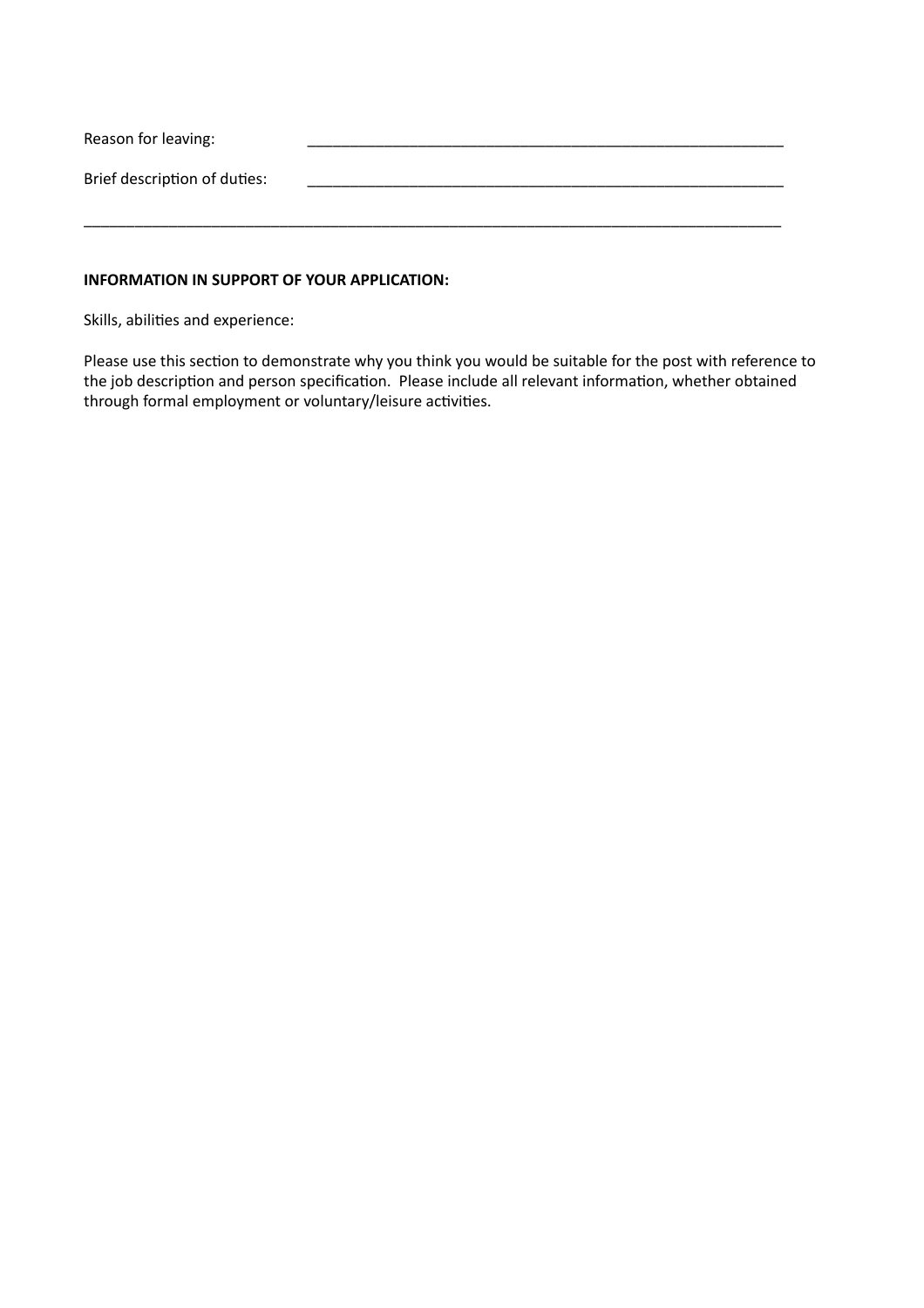Reason for leaving: ____________________________________________________________

Brief description of duties: ____________________________________________________________

______________________________________________________________________________________

**INFORMATION IN SUPPORT OF YOUR APPLICATION:**

Skills, abilities and experience:

Please use this section to demonstrate why you think you would be suitable for the post with reference to the job description and person specification. Please include all relevant information, whether obtained through formal employment or voluntary/leisure activities.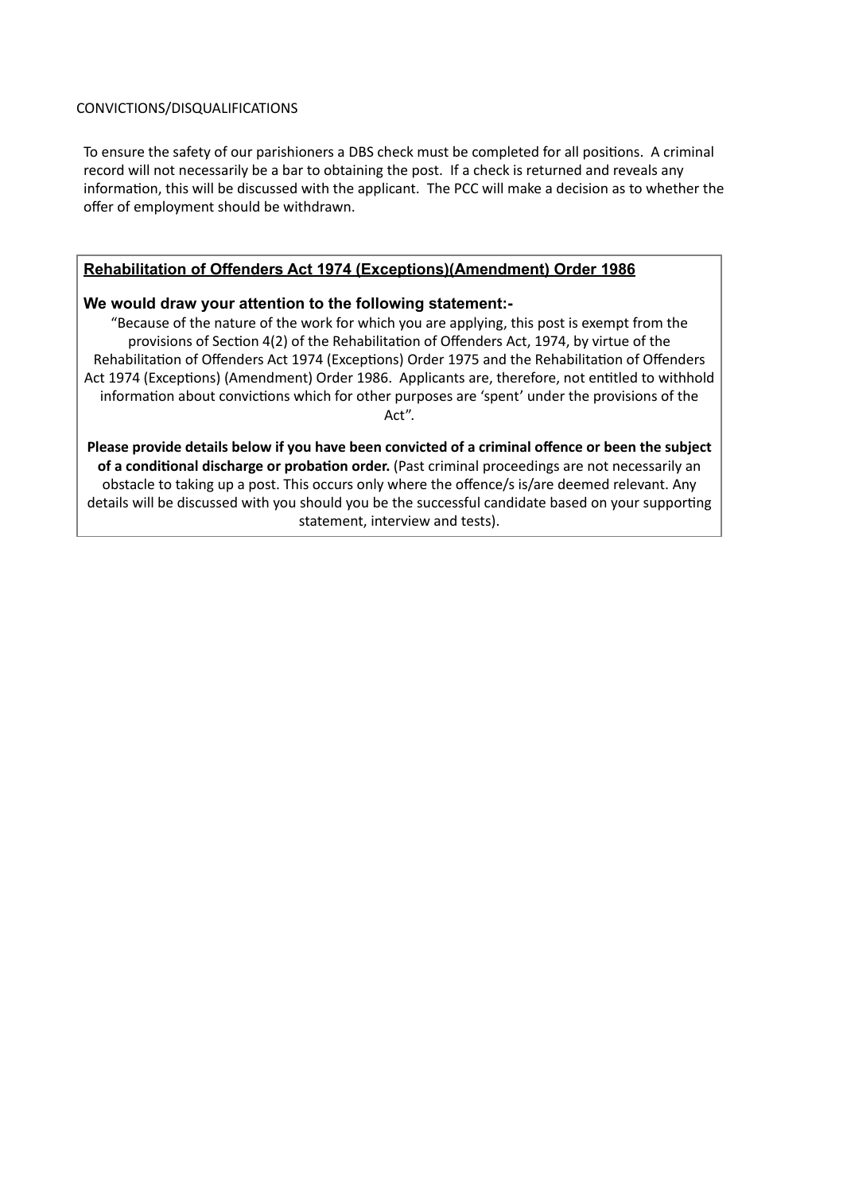CONVICTIONS/DISQUALIFICATIONS

To ensure the safety of our parishioners a DBS check must be completed for all positions. A criminal record will not necessarily be a bar to obtaining the post. If a check is returned and reveals any information, this will be discussed with the applicant. The PCC will make a decision as to whether the offer of employment should be withdrawn.

**Rehabilitation of Offenders Act 1974 (Exceptions)(Amendment) Order 1986**

**We would draw your attention to the following statement:-**

"Because of the nature of the work for which you are applying, this post is exempt from the provisions of Section 4(2) of the Rehabilitation of Offenders Act, 1974, by virtue of the Rehabilitation of Offenders Act 1974 (Exceptions) Order 1975 and the Rehabilitation of Offenders Act 1974 (Exceptions) (Amendment) Order 1986. Applicants are, therefore, not entitled to withhold information about convictions which for other purposes are 'spent' under the provisions of the Act".

**Please provide details below if you have been convicted of a criminal offence or been the subject of a conditional discharge or probation order.** (Past criminal proceedings are not necessarily an obstacle to taking up a post. This occurs only where the offence/s is/are deemed relevant. Any details will be discussed with you should you be the successful candidate based on your supporting statement, interview and tests).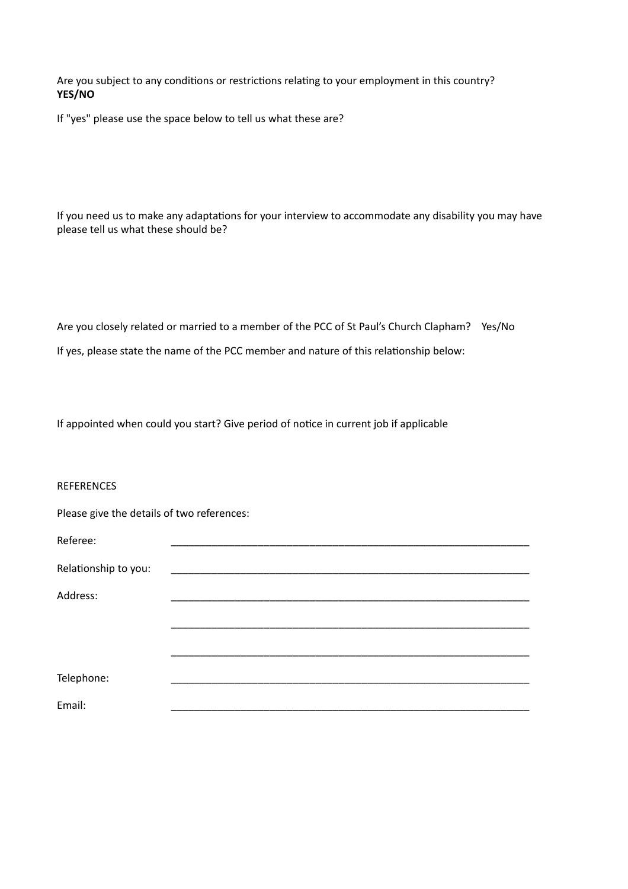Are you subject to any conditions or restrictions relating to your employment in this country?
**YES/NO**

If "yes" please use the space below to tell us what these are?

If you need us to make any adaptations for your interview to accommodate any disability you may have please tell us what these should be?

Are you closely related or married to a member of the PCC of St Paul's Church Clapham? Yes/No

If yes, please state the name of the PCC member and nature of this relationship below:

If appointed when could you start? Give period of notice in current job if applicable

REFERENCES

Please give the details of two references:

Referee: ____________________________________________________________

Relationship to you: ____________________________________________________________

Address: ____________________________________________________________

____________________________________________________________

____________________________________________________________

Telephone: ____________________________________________________________

Email: ____________________________________________________________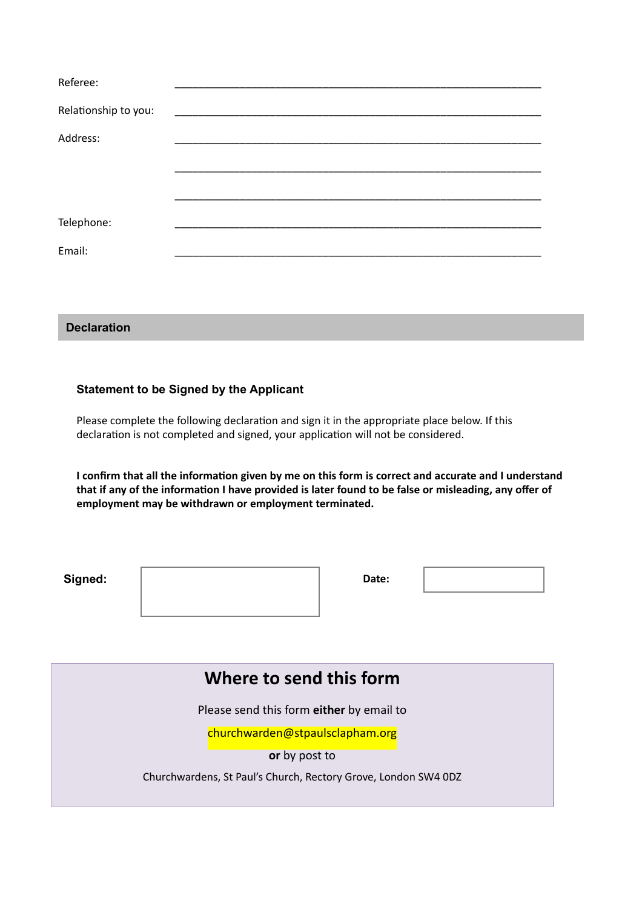Referee: ____________________________________________________________

Relationship to you: ____________________________________________________________

Address: ____________________________________________________________

____________________________________________________________

____________________________________________________________

Telephone: ____________________________________________________________

Email: ____________________________________________________________

## Declaration

### Statement to be Signed by the Applicant

Please complete the following declaration and sign it in the appropriate place below. If this declaration is not completed and signed, your application will not be considered.

**I confirm that all the information given by me on this form is correct and accurate and I understand that if any of the information I have provided is later found to be false or misleading, any offer of employment may be withdrawn or employment terminated.**

**Signed:** ______________________ **Date:** ______________

## Where to send this form

Please send this form **either** by email to

churchwarden@stpaulsclapham.org

**or** by post to

Churchwardens, St Paul's Church, Rectory Grove, London SW4 0DZ